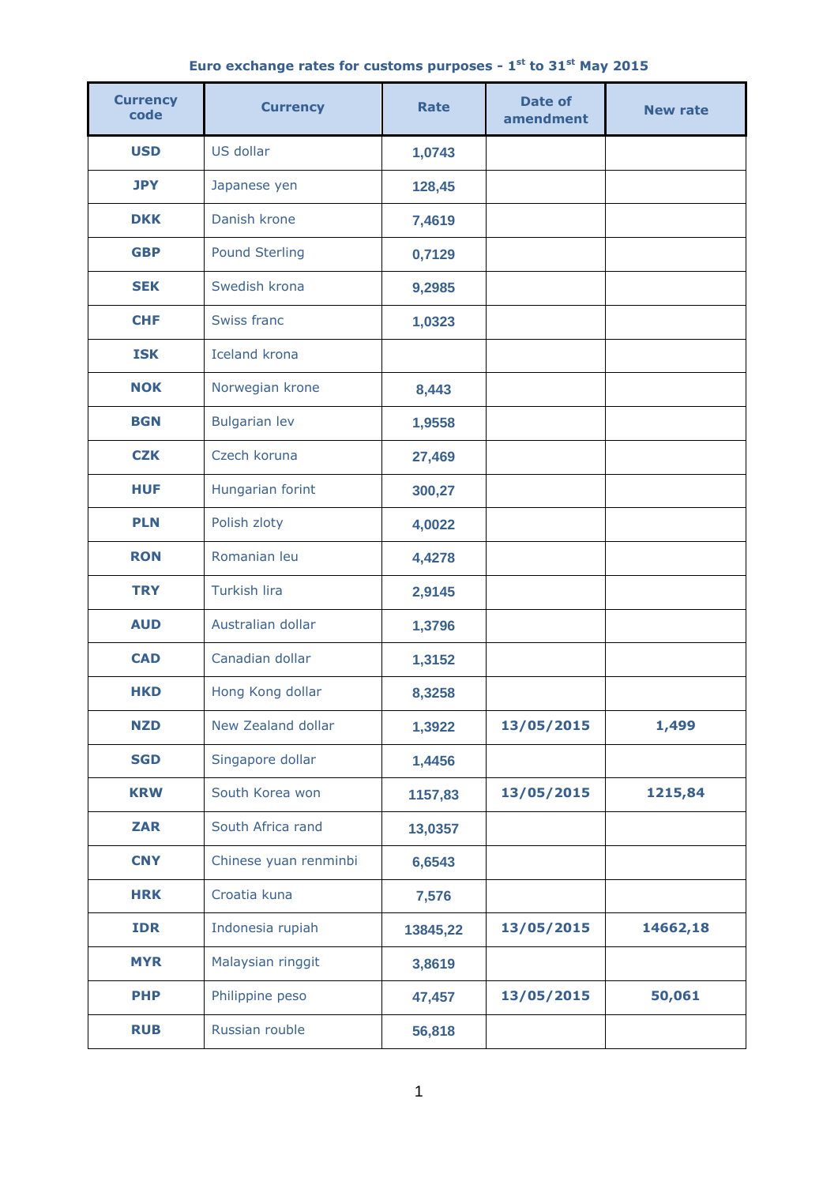**Euro exchange rates for customs purposes - 1st to 31st May 2015**

| Currency code | Currency | Rate | Date of amendment | New rate |
|---|---|---|---|---|
| USD | US dollar | 1,0743 | | |
| JPY | Japanese yen | 128,45 | | |
| DKK | Danish krone | 7,4619 | | |
| GBP | Pound Sterling | 0,7129 | | |
| SEK | Swedish krona | 9,2985 | | |
| CHF | Swiss franc | 1,0323 | | |
| ISK | Iceland krona | | | |
| NOK | Norwegian krone | 8,443 | | |
| BGN | Bulgarian lev | 1,9558 | | |
| CZK | Czech koruna | 27,469 | | |
| HUF | Hungarian forint | 300,27 | | |
| PLN | Polish zloty | 4,0022 | | |
| RON | Romanian leu | 4,4278 | | |
| TRY | Turkish lira | 2,9145 | | |
| AUD | Australian dollar | 1,3796 | | |
| CAD | Canadian dollar | 1,3152 | | |
| HKD | Hong Kong dollar | 8,3258 | | |
| NZD | New Zealand dollar | 1,3922 | 13/05/2015 | 1,499 |
| SGD | Singapore dollar | 1,4456 | | |
| KRW | South Korea won | 1157,83 | 13/05/2015 | 1215,84 |
| ZAR | South Africa rand | 13,0357 | | |
| CNY | Chinese yuan renminbi | 6,6543 | | |
| HRK | Croatia kuna | 7,576 | | |
| IDR | Indonesia rupiah | 13845,22 | 13/05/2015 | 14662,18 |
| MYR | Malaysian ringgit | 3,8619 | | |
| PHP | Philippine peso | 47,457 | 13/05/2015 | 50,061 |
| RUB | Russian rouble | 56,818 | | |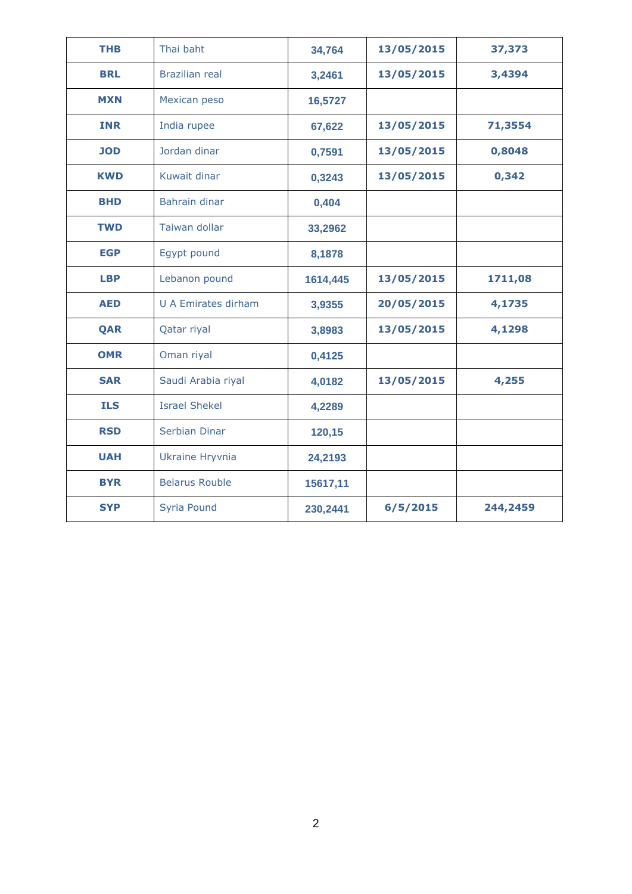| | | | | |
|---|---|---|---|---|
| **THB** | Thai baht | 34,764 | **13/05/2015** | **37,373** |
| **BRL** | Brazilian real | 3,2461 | **13/05/2015** | **3,4394** |
| **MXN** | Mexican peso | 16,5727 | | |
| **INR** | India rupee | 67,622 | **13/05/2015** | **71,3554** |
| **JOD** | Jordan dinar | 0,7591 | **13/05/2015** | **0,8048** |
| **KWD** | Kuwait dinar | 0,3243 | **13/05/2015** | **0,342** |
| **BHD** | Bahrain dinar | 0,404 | | |
| **TWD** | Taiwan dollar | 33,2962 | | |
| **EGP** | Egypt pound | 8,1878 | | |
| **LBP** | Lebanon pound | 1614,445 | **13/05/2015** | **1711,08** |
| **AED** | U A Emirates dirham | 3,9355 | **20/05/2015** | **4,1735** |
| **QAR** | Qatar riyal | 3,8983 | **13/05/2015** | **4,1298** |
| **OMR** | Oman riyal | 0,4125 | | |
| **SAR** | Saudi Arabia riyal | 4,0182 | **13/05/2015** | **4,255** |
| **ILS** | Israel Shekel | 4,2289 | | |
| **RSD** | Serbian Dinar | 120,15 | | |
| **UAH** | Ukraine Hryvnia | 24,2193 | | |
| **BYR** | Belarus Rouble | 15617,11 | | |
| **SYP** | Syria Pound | 230,2441 | **6/5/2015** | **244,2459** |